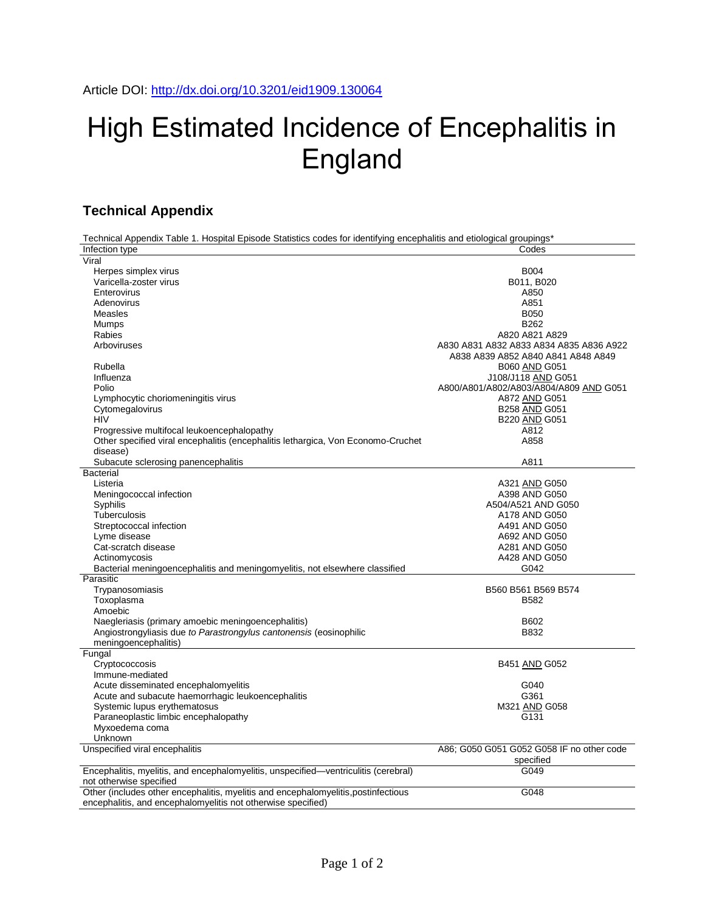Article DOI: http://dx.doi.org/10.3201/eid1909.130064

# High Estimated Incidence of Encephalitis in England

## Technical Appendix

Technical Appendix Table 1. Hospital Episode Statistics codes for identifying encephalitis and etiological groupings*

| Infection type | Codes |
|---|---|
| Viral | |
| Herpes simplex virus | B004 |
| Varicella-zoster virus | B011, B020 |
| Enterovirus | A850 |
| Adenovirus | A851 |
| Measles | B050 |
| Mumps | B262 |
| Rabies | A820 A821 A829 |
| Arboviruses | A830 A831 A832 A833 A834 A835 A836 A922 A838 A839 A852 A840 A841 A848 A849 |
| Rubella | B060 AND G051 |
| Influenza | J108/J118 AND G051 |
| Polio | A800/A801/A802/A803/A804/A809 AND G051 |
| Lymphocytic choriomeningitis virus | A872 AND G051 |
| Cytomegalovirus | B258 AND G051 |
| HIV | B220 AND G051 |
| Progressive multifocal leukoencephalopathy | A812 |
| Other specified viral encephalitis (encephalitis lethargica, Von Economo-Cruchet disease) | A858 |
| Subacute sclerosing panencephalitis | A811 |
| Bacterial | |
| Listeria | A321 AND G050 |
| Meningococcal infection | A398 AND G050 |
| Syphilis | A504/A521 AND G050 |
| Tuberculosis | A178 AND G050 |
| Streptococcal infection | A491 AND G050 |
| Lyme disease | A692 AND G050 |
| Cat-scratch disease | A281 AND G050 |
| Actinomycosis | A428 AND G050 |
| Bacterial meningoencephalitis and meningomyelitis, not elsewhere classified | G042 |
| Parasitic | |
| Trypanosomiasis | B560 B561 B569 B574 |
| Toxoplasma | B582 |
| Amoebic | |
| Naegleriasis (primary amoebic meningoencephalitis) | B602 |
| Angiostrongyliasis due *to Parastrongylus cantonensis* (eosinophilic meningoencephalitis) | B832 |
| Fungal | |
| Cryptococcosis | B451 AND G052 |
| Immune-mediated | |
| Acute disseminated encephalomyelitis | G040 |
| Acute and subacute haemorrhagic leukoencephalitis | G361 |
| Systemic lupus erythematosus | M321 AND G058 |
| Paraneoplastic limbic encephalopathy | G131 |
| Myxoedema coma | |
| Unknown | |
| Unspecified viral encephalitis | A86; G050 G051 G052 G058 IF no other code specified |
| Encephalitis, myelitis, and encephalomyelitis, unspecified—ventriculitis (cerebral) not otherwise specified | G049 |
| Other (includes other encephalitis, myelitis and encephalomyelitis, postinfectious encephalitis, and encephalomyelitis not otherwise specified) | G048 |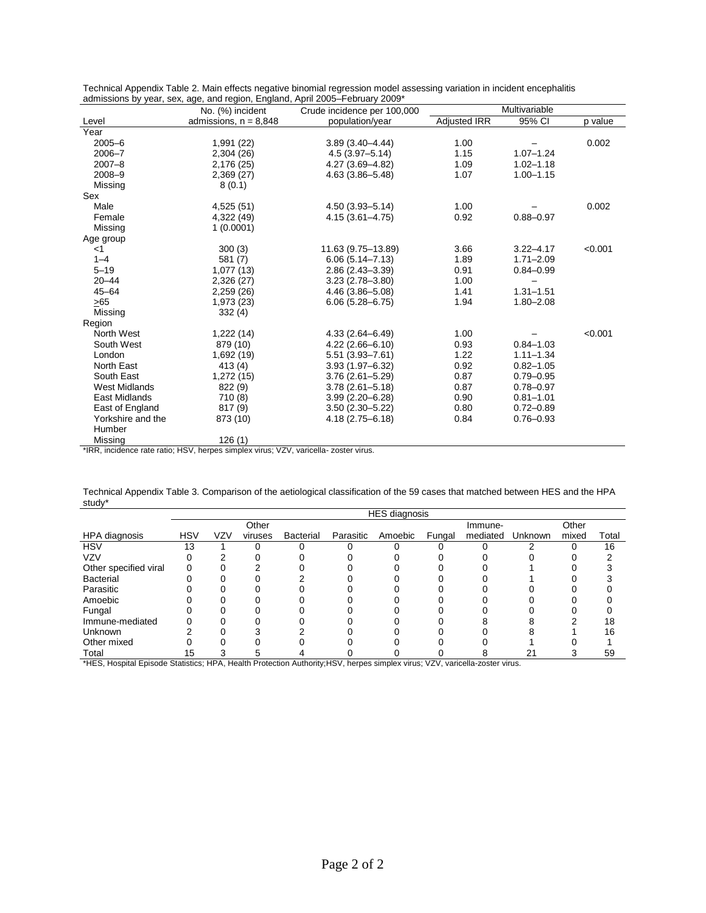Technical Appendix Table 2. Main effects negative binomial regression model assessing variation in incident encephalitis admissions by year, sex, age, and region, England, April 2005–February 2009*

| Level | No. (%) incident admissions, n = 8,848 | Crude incidence per 100,000 population/year | Multivariable | | |
|---|---|---|---|---|---|
| | | | Adjusted IRR | 95% CI | p value |
| Year | | | | | |
| 2005–6 | 1,991 (22) | 3.89 (3.40–4.44) | 1.00 | – | 0.002 |
| 2006–7 | 2,304 (26) | 4.5 (3.97–5.14) | 1.15 | 1.07–1.24 | |
| 2007–8 | 2,176 (25) | 4.27 (3.69–4.82) | 1.09 | 1.02–1.18 | |
| 2008–9 | 2,369 (27) | 4.63 (3.86–5.48) | 1.07 | 1.00–1.15 | |
| Missing | 8 (0.1) | | | | |
| Sex | | | | | |
| Male | 4,525 (51) | 4.50 (3.93–5.14) | 1.00 | – | 0.002 |
| Female | 4,322 (49) | 4.15 (3.61–4.75) | 0.92 | 0.88–0.97 | |
| Missing | 1 (0.0001) | | | | |
| Age group | | | | | |
| <1 | 300 (3) | 11.63 (9.75–13.89) | 3.66 | 3.22–4.17 | <0.001 |
| 1–4 | 581 (7) | 6.06 (5.14–7.13) | 1.89 | 1.71–2.09 | |
| 5–19 | 1,077 (13) | 2.86 (2.43–3.39) | 0.91 | 0.84–0.99 | |
| 20–44 | 2,326 (27) | 3.23 (2.78–3.80) | 1.00 | – | |
| 45–64 | 2,259 (26) | 4.46 (3.86–5.08) | 1.41 | 1.31–1.51 | |
| ≥65 | 1,973 (23) | 6.06 (5.28–6.75) | 1.94 | 1.80–2.08 | |
| Missing | 332 (4) | | | | |
| Region | | | | | |
| North West | 1,222 (14) | 4.33 (2.64–6.49) | 1.00 | – | <0.001 |
| South West | 879 (10) | 4.22 (2.66–6.10) | 0.93 | 0.84–1.03 | |
| London | 1,692 (19) | 5.51 (3.93–7.61) | 1.22 | 1.11–1.34 | |
| North East | 413 (4) | 3.93 (1.97–6.32) | 0.92 | 0.82–1.05 | |
| South East | 1,272 (15) | 3.76 (2.61–5.29) | 0.87 | 0.79–0.95 | |
| West Midlands | 822 (9) | 3.78 (2.61–5.18) | 0.87 | 0.78–0.97 | |
| East Midlands | 710 (8) | 3.99 (2.20–6.28) | 0.90 | 0.81–1.01 | |
| East of England | 817 (9) | 3.50 (2.30–5.22) | 0.80 | 0.72–0.89 | |
| Yorkshire and the Humber | 873 (10) | 4.18 (2.75–6.18) | 0.84 | 0.76–0.93 | |
| Missing | 126 (1) | | | | |

*IRR, incidence rate ratio; HSV, herpes simplex virus; VZV, varicella- zoster virus.

Technical Appendix Table 3. Comparison of the aetiological classification of the 59 cases that matched between HES and the HPA study*

| HPA diagnosis | HES diagnosis | | | | | | | | | | |
|---|---|---|---|---|---|---|---|---|---|---|---|
| | HSV | VZV | Other viruses | Bacterial | Parasitic | Amoebic | Fungal | Immune-mediated | Unknown | Other mixed | Total |
| HSV | 13 | 1 | 0 | 0 | 0 | 0 | 0 | 0 | 2 | 0 | 16 |
| VZV | 0 | 2 | 0 | 0 | 0 | 0 | 0 | 0 | 0 | 0 | 2 |
| Other specified viral | 0 | 0 | 2 | 0 | 0 | 0 | 0 | 0 | 1 | 0 | 3 |
| Bacterial | 0 | 0 | 0 | 2 | 0 | 0 | 0 | 0 | 1 | 0 | 3 |
| Parasitic | 0 | 0 | 0 | 0 | 0 | 0 | 0 | 0 | 0 | 0 | 0 |
| Amoebic | 0 | 0 | 0 | 0 | 0 | 0 | 0 | 0 | 0 | 0 | 0 |
| Fungal | 0 | 0 | 0 | 0 | 0 | 0 | 0 | 0 | 0 | 0 | 0 |
| Immune-mediated | 0 | 0 | 0 | 0 | 0 | 0 | 0 | 8 | 8 | 2 | 18 |
| Unknown | 2 | 0 | 3 | 2 | 0 | 0 | 0 | 0 | 8 | 1 | 16 |
| Other mixed | 0 | 0 | 0 | 0 | 0 | 0 | 0 | 0 | 1 | 0 | 1 |
| Total | 15 | 3 | 5 | 4 | 0 | 0 | 0 | 8 | 21 | 3 | 59 |

*HES, Hospital Episode Statistics; HPA, Health Protection Authority;HSV, herpes simplex virus; VZV, varicella-zoster virus.